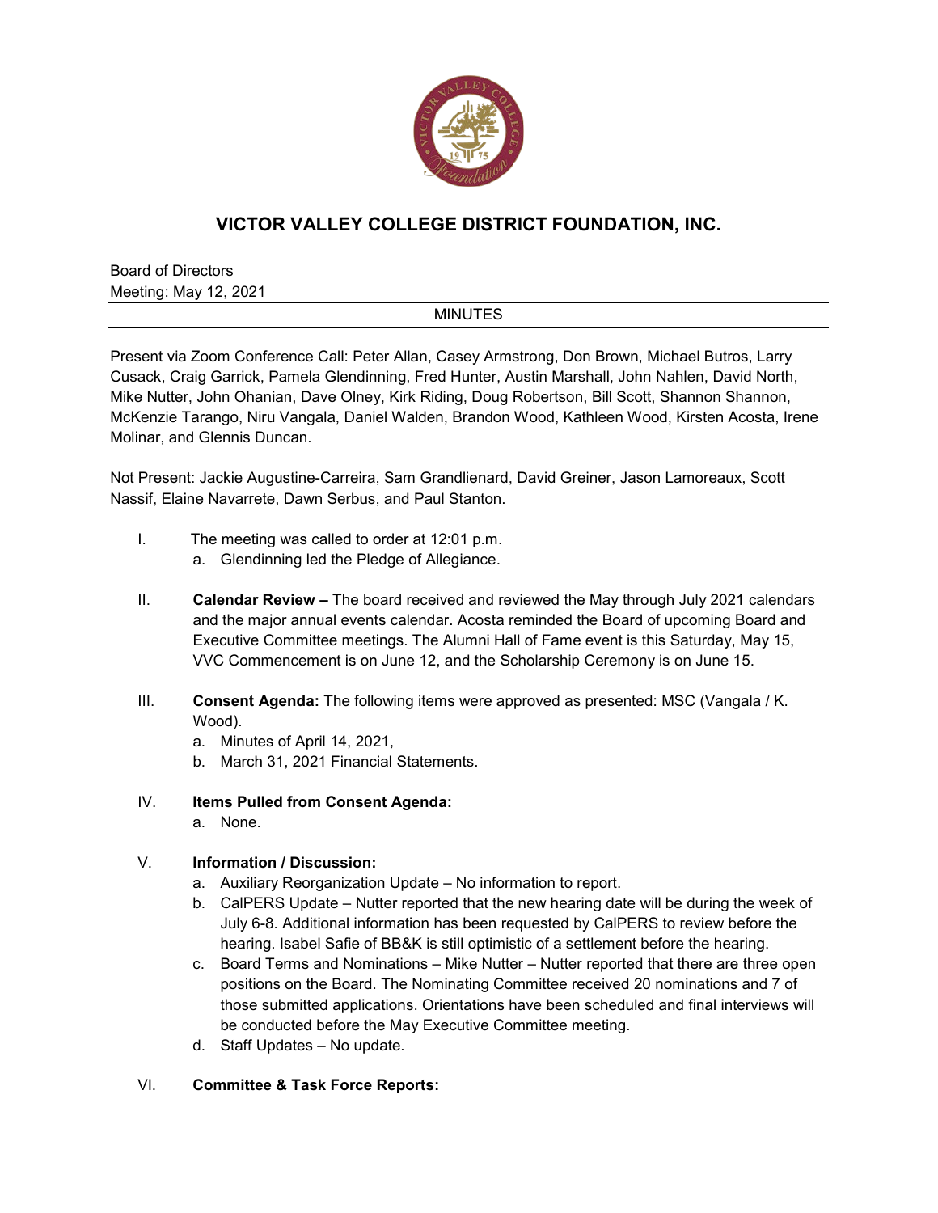# VICTOR VALLEY COLLEGE DISTRICT FOUNDATION, INC.

Board of Directors
Meeting: May 12, 2021

MINUTES

Present via Zoom Conference Call: Peter Allan, Casey Armstrong, Don Brown, Michael Butros, Larry Cusack, Craig Garrick, Pamela Glendinning, Fred Hunter, Austin Marshall, John Nahlen, David North, Mike Nutter, John Ohanian, Dave Olney, Kirk Riding, Doug Robertson, Bill Scott, Shannon Shannon, McKenzie Tarango, Niru Vangala, Daniel Walden, Brandon Wood, Kathleen Wood, Kirsten Acosta, Irene Molinar, and Glennis Duncan.

Not Present: Jackie Augustine-Carreira, Sam Grandlienard, David Greiner, Jason Lamoreaux, Scott Nassif, Elaine Navarrete, Dawn Serbus, and Paul Stanton.

I. The meeting was called to order at 12:01 p.m.
   a. Glendinning led the Pledge of Allegiance.

II. **Calendar Review –** The board received and reviewed the May through July 2021 calendars and the major annual events calendar. Acosta reminded the Board of upcoming Board and Executive Committee meetings. The Alumni Hall of Fame event is this Saturday, May 15, VVC Commencement is on June 12, and the Scholarship Ceremony is on June 15.

III. **Consent Agenda:** The following items were approved as presented: MSC (Vangala / K. Wood).
   a. Minutes of April 14, 2021,
   b. March 31, 2021 Financial Statements.

IV. **Items Pulled from Consent Agenda:**
   a. None.

V. **Information / Discussion:**
   a. Auxiliary Reorganization Update – No information to report.
   b. CalPERS Update – Nutter reported that the new hearing date will be during the week of July 6-8. Additional information has been requested by CalPERS to review before the hearing. Isabel Safie of BB&K is still optimistic of a settlement before the hearing.
   c. Board Terms and Nominations – Mike Nutter – Nutter reported that there are three open positions on the Board. The Nominating Committee received 20 nominations and 7 of those submitted applications. Orientations have been scheduled and final interviews will be conducted before the May Executive Committee meeting.
   d. Staff Updates – No update.

VI. **Committee & Task Force Reports:**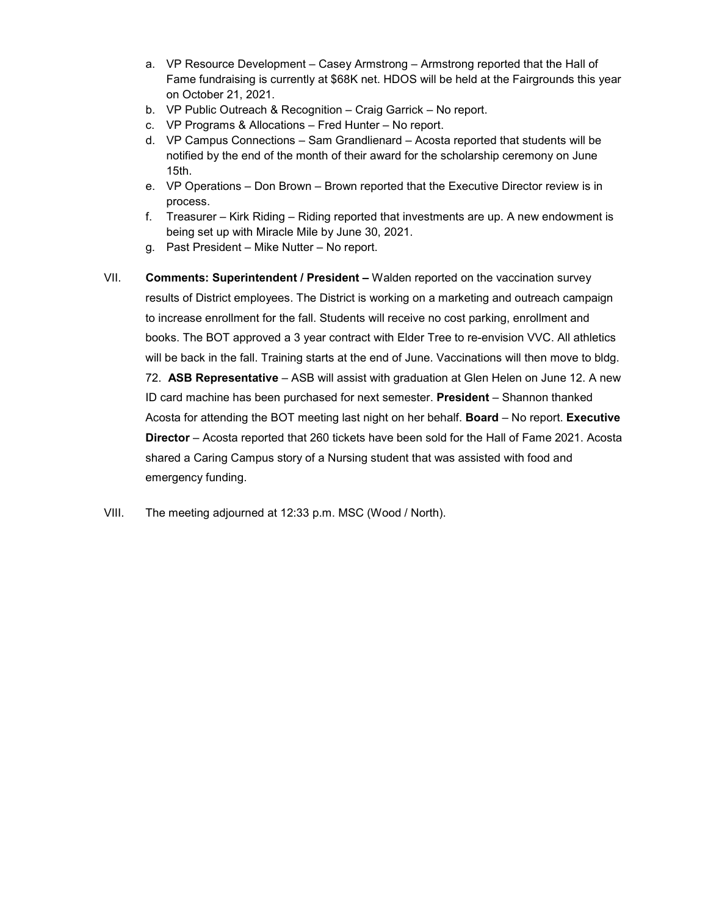a. VP Resource Development – Casey Armstrong – Armstrong reported that the Hall of Fame fundraising is currently at $68K net. HDOS will be held at the Fairgrounds this year on October 21, 2021.
b. VP Public Outreach & Recognition – Craig Garrick – No report.
c. VP Programs & Allocations – Fred Hunter – No report.
d. VP Campus Connections – Sam Grandlienard – Acosta reported that students will be notified by the end of the month of their award for the scholarship ceremony on June 15th.
e. VP Operations – Don Brown – Brown reported that the Executive Director review is in process.
f. Treasurer – Kirk Riding – Riding reported that investments are up. A new endowment is being set up with Miracle Mile by June 30, 2021.
g. Past President – Mike Nutter – No report.

VII. **Comments: Superintendent / President –** Walden reported on the vaccination survey results of District employees. The District is working on a marketing and outreach campaign to increase enrollment for the fall. Students will receive no cost parking, enrollment and books. The BOT approved a 3 year contract with Elder Tree to re-envision VVC. All athletics will be back in the fall. Training starts at the end of June. Vaccinations will then move to bldg. 72. **ASB Representative** – ASB will assist with graduation at Glen Helen on June 12. A new ID card machine has been purchased for next semester. **President** – Shannon thanked Acosta for attending the BOT meeting last night on her behalf. **Board** – No report. **Executive Director** – Acosta reported that 260 tickets have been sold for the Hall of Fame 2021. Acosta shared a Caring Campus story of a Nursing student that was assisted with food and emergency funding.

VIII. The meeting adjourned at 12:33 p.m. MSC (Wood / North).